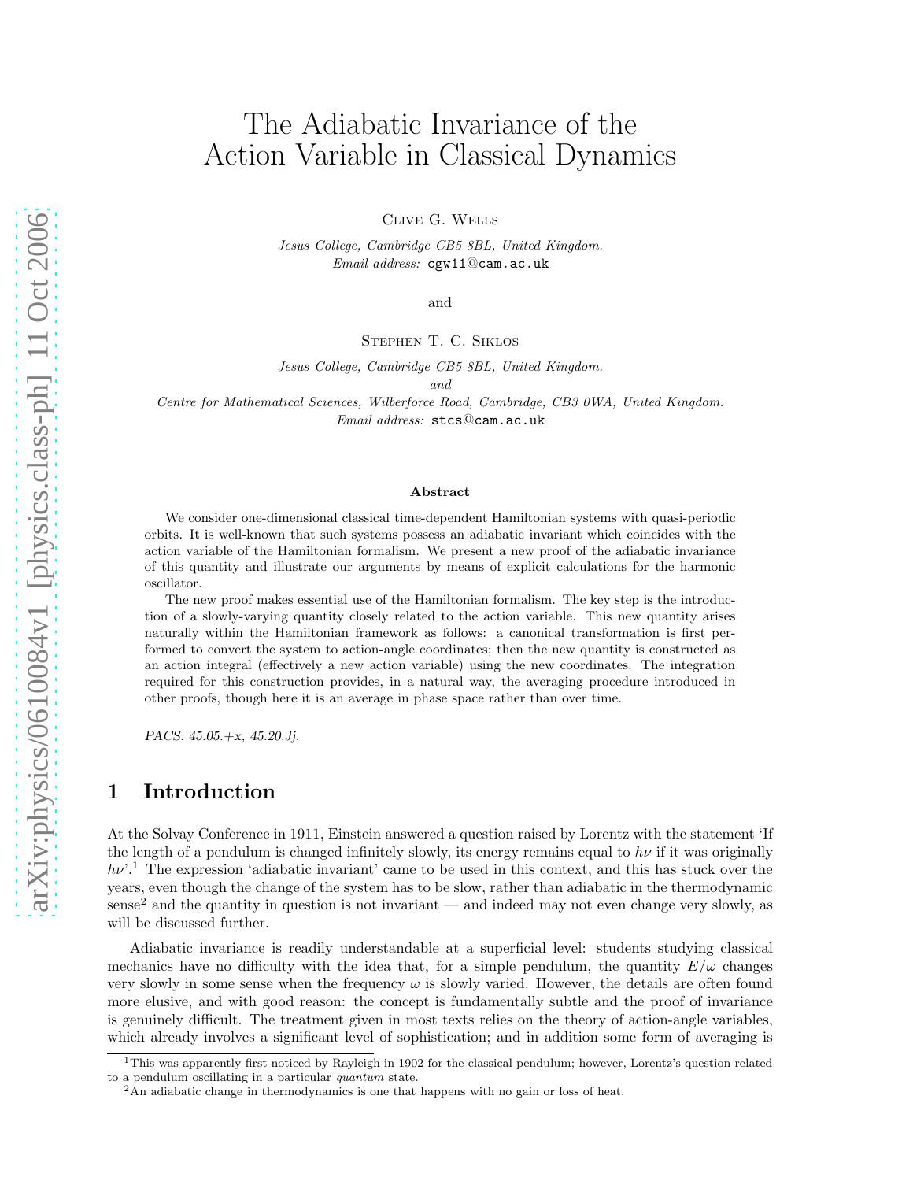# The Adiabatic Invariance of the Action Variable in Classical Dynamics

Clive G. Wells

*Jesus College, Cambridge CB5 8BL, United Kingdom.*
*Email address:* `cgw11@cam.ac.uk`

and

Stephen T. C. Siklos

*Jesus College, Cambridge CB5 8BL, United Kingdom.*
*and*
*Centre for Mathematical Sciences, Wilberforce Road, Cambridge, CB3 0WA, United Kingdom.*
*Email address:* `stcs@cam.ac.uk`

### Abstract

We consider one-dimensional classical time-dependent Hamiltonian systems with quasi-periodic orbits. It is well-known that such systems possess an adiabatic invariant which coincides with the action variable of the Hamiltonian formalism. We present a new proof of the adiabatic invariance of this quantity and illustrate our arguments by means of explicit calculations for the harmonic oscillator.

The new proof makes essential use of the Hamiltonian formalism. The key step is the introduction of a slowly-varying quantity closely related to the action variable. This new quantity arises naturally within the Hamiltonian framework as follows: a canonical transformation is first performed to convert the system to action-angle coordinates; then the new quantity is constructed as an action integral (effectively a new action variable) using the new coordinates. The integration required for this construction provides, in a natural way, the averaging procedure introduced in other proofs, though here it is an average in phase space rather than over time.

*PACS: 45.05.+x, 45.20.Jj.*

## 1 Introduction

At the Solvay Conference in 1911, Einstein answered a question raised by Lorentz with the statement 'If the length of a pendulum is changed infinitely slowly, its energy remains equal to $h\nu$ if it was originally $h\nu$'.[1] The expression 'adiabatic invariant' came to be used in this context, and this has stuck over the years, even though the change of the system has to be slow, rather than adiabatic in the thermodynamic sense[2] and the quantity in question is not invariant — and indeed may not even change very slowly, as will be discussed further.

Adiabatic invariance is readily understandable at a superficial level: students studying classical mechanics have no difficulty with the idea that, for a simple pendulum, the quantity $E/\omega$ changes very slowly in some sense when the frequency $\omega$ is slowly varied. However, the details are often found more elusive, and with good reason: the concept is fundamentally subtle and the proof of invariance is genuinely difficult. The treatment given in most texts relies on the theory of action-angle variables, which already involves a significant level of sophistication; and in addition some form of averaging is

[1] This was apparently first noticed by Rayleigh in 1902 for the classical pendulum; however, Lorentz's question related to a pendulum oscillating in a particular *quantum* state.

[2] An adiabatic change in thermodynamics is one that happens with no gain or loss of heat.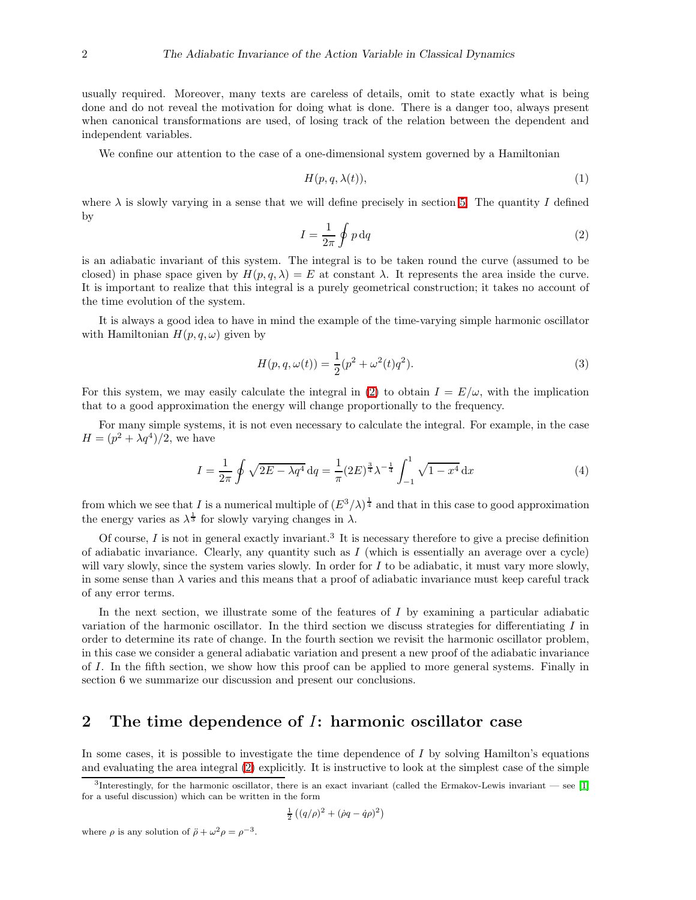usually required. Moreover, many texts are careless of details, omit to state exactly what is being done and do not reveal the motivation for doing what is done. There is a danger too, always present when canonical transformations are used, of losing track of the relation between the dependent and independent variables.

We confine our attention to the case of a one-dimensional system governed by a Hamiltonian

$$H(p, q, \lambda(t)), \tag{1}$$

where $\lambda$ is slowly varying in a sense that we will define precisely in section 5. The quantity $I$ defined by

$$I = \frac{1}{2\pi} \oint p \, \mathrm{d}q \tag{2}$$

is an adiabatic invariant of this system. The integral is to be taken round the curve (assumed to be closed) in phase space given by $H(p, q, \lambda) = E$ at constant $\lambda$. It represents the area inside the curve. It is important to realize that this integral is a purely geometrical construction; it takes no account of the time evolution of the system.

It is always a good idea to have in mind the example of the time-varying simple harmonic oscillator with Hamiltonian $H(p, q, \omega)$ given by

$$H(p, q, \omega(t)) = \frac{1}{2}(p^2 + \omega^2(t) q^2). \tag{3}$$

For this system, we may easily calculate the integral in (2) to obtain $I = E/\omega$, with the implication that to a good approximation the energy will change proportionally to the frequency.

For many simple systems, it is not even necessary to calculate the integral. For example, in the case $H = (p^2 + \lambda q^4)/2$, we have

$$I = \frac{1}{2\pi} \oint \sqrt{2E - \lambda q^4} \, \mathrm{d}q = \frac{1}{\pi} (2E)^{\frac{3}{4}} \lambda^{-\frac{1}{4}} \int_{-1}^{1} \sqrt{1 - x^4} \, \mathrm{d}x \tag{4}$$

from which we see that $I$ is a numerical multiple of $(E^3/\lambda)^{\frac{1}{4}}$ and that in this case to good approximation the energy varies as $\lambda^{\frac{1}{3}}$ for slowly varying changes in $\lambda$.

Of course, $I$ is not in general exactly invariant.[3] It is necessary therefore to give a precise definition of adiabatic invariance. Clearly, any quantity such as $I$ (which is essentially an average over a cycle) will vary slowly, since the system varies slowly. In order for $I$ to be adiabatic, it must vary more slowly, in some sense than $\lambda$ varies and this means that a proof of adiabatic invariance must keep careful track of any error terms.

In the next section, we illustrate some of the features of $I$ by examining a particular adiabatic variation of the harmonic oscillator. In the third section we discuss strategies for differentiating $I$ in order to determine its rate of change. In the fourth section we revisit the harmonic oscillator problem, in this case we consider a general adiabatic variation and present a new proof of the adiabatic invariance of $I$. In the fifth section, we show how this proof can be applied to more general systems. Finally in section 6 we summarize our discussion and present our conclusions.

## 2 The time dependence of $I$: harmonic oscillator case

In some cases, it is possible to investigate the time dependence of $I$ by solving Hamilton's equations and evaluating the area integral (2) explicitly. It is instructive to look at the simplest case of the simple

[3] Interestingly, for the harmonic oscillator, there is an exact invariant (called the Ermakov-Lewis invariant — see [1] for a useful discussion) which can be written in the form

$$\tfrac{1}{2}\left((q/\rho)^2 + (\dot{\rho} q - \dot{q} \rho)^2\right)$$

where $\rho$ is any solution of $\ddot{\rho} + \omega^2 \rho = \rho^{-3}$.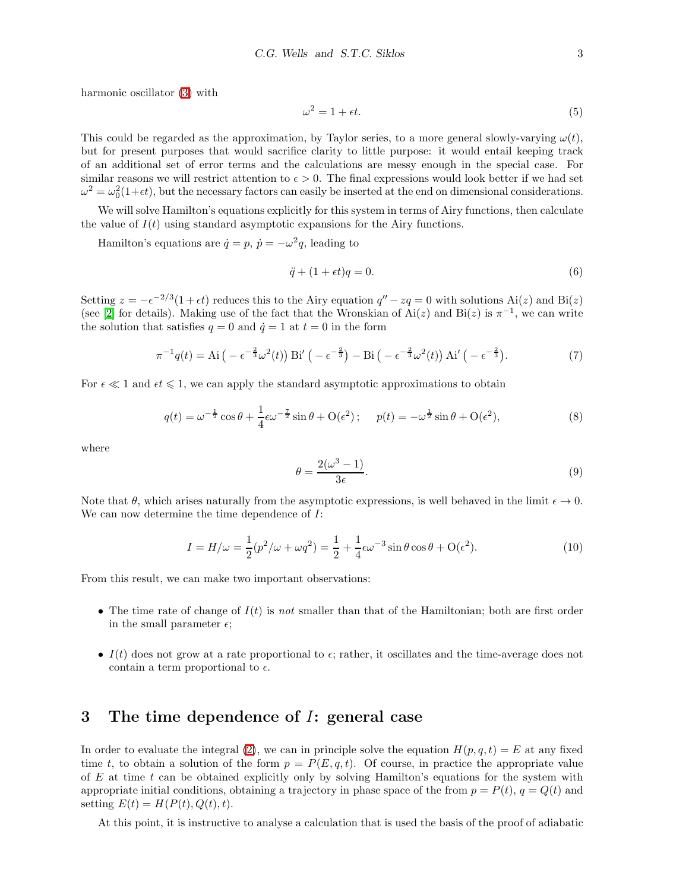harmonic oscillator (3) with

$$\omega^2 = 1 + \epsilon t. \tag{5}$$

This could be regarded as the approximation, by Taylor series, to a more general slowly-varying $\omega(t)$, but for present purposes that would sacrifice clarity to little purpose: it would entail keeping track of an additional set of error terms and the calculations are messy enough in the special case. For similar reasons we will restrict attention to $\epsilon > 0$. The final expressions would look better if we had set $\omega^2 = \omega_0^2(1+\epsilon t)$, but the necessary factors can easily be inserted at the end on dimensional considerations.

We will solve Hamilton's equations explicitly for this system in terms of Airy functions, then calculate the value of $I(t)$ using standard asymptotic expansions for the Airy functions.

Hamilton's equations are $\dot{q} = p$, $\dot{p} = -\omega^2 q$, leading to

$$\ddot{q} + (1 + \epsilon t)q = 0. \tag{6}$$

Setting $z = -\epsilon^{-2/3}(1 + \epsilon t)$ reduces this to the Airy equation $q'' - zq = 0$ with solutions $\mathrm{Ai}(z)$ and $\mathrm{Bi}(z)$ (see [2] for details). Making use of the fact that the Wronskian of $\mathrm{Ai}(z)$ and $\mathrm{Bi}(z)$ is $\pi^{-1}$, we can write the solution that satisfies $q = 0$ and $\dot{q} = 1$ at $t = 0$ in the form

$$\pi^{-1}q(t) = \mathrm{Ai}\left(-\epsilon^{-\frac{2}{3}}\omega^2(t)\right)\mathrm{Bi}'\left(-\epsilon^{-\frac{2}{3}}\right) - \mathrm{Bi}\left(-\epsilon^{-\frac{2}{3}}\omega^2(t)\right)\mathrm{Ai}'\left(-\epsilon^{-\frac{2}{3}}\right). \tag{7}$$

For $\epsilon \ll 1$ and $\epsilon t \leqslant 1$, we can apply the standard asymptotic approximations to obtain

$$q(t) = \omega^{-\frac{1}{2}}\cos\theta + \frac{1}{4}\epsilon\omega^{-\frac{7}{2}}\sin\theta + \mathrm{O}(\epsilon^2)\,; \qquad p(t) = -\omega^{\frac{1}{2}}\sin\theta + \mathrm{O}(\epsilon^2), \tag{8}$$

where

$$\theta = \frac{2(\omega^3 - 1)}{3\epsilon}. \tag{9}$$

Note that $\theta$, which arises naturally from the asymptotic expressions, is well behaved in the limit $\epsilon \to 0$. We can now determine the time dependence of $I$:

$$I = H/\omega = \frac{1}{2}(p^2/\omega + \omega q^2) = \frac{1}{2} + \frac{1}{4}\epsilon\omega^{-3}\sin\theta\cos\theta + \mathrm{O}(\epsilon^2). \tag{10}$$

From this result, we can make two important observations:

- The time rate of change of $I(t)$ is *not* smaller than that of the Hamiltonian; both are first order in the small parameter $\epsilon$;
- $I(t)$ does not grow at a rate proportional to $\epsilon$; rather, it oscillates and the time-average does not contain a term proportional to $\epsilon$.

## 3 The time dependence of $I$: general case

In order to evaluate the integral (2), we can in principle solve the equation $H(p, q, t) = E$ at any fixed time $t$, to obtain a solution of the form $p = P(E, q, t)$. Of course, in practice the appropriate value of $E$ at time $t$ can be obtained explicitly only by solving Hamilton's equations for the system with appropriate initial conditions, obtaining a trajectory in phase space of the from $p = P(t)$, $q = Q(t)$ and setting $E(t) = H(P(t), Q(t), t)$.

At this point, it is instructive to analyse a calculation that is used the basis of the proof of adiabatic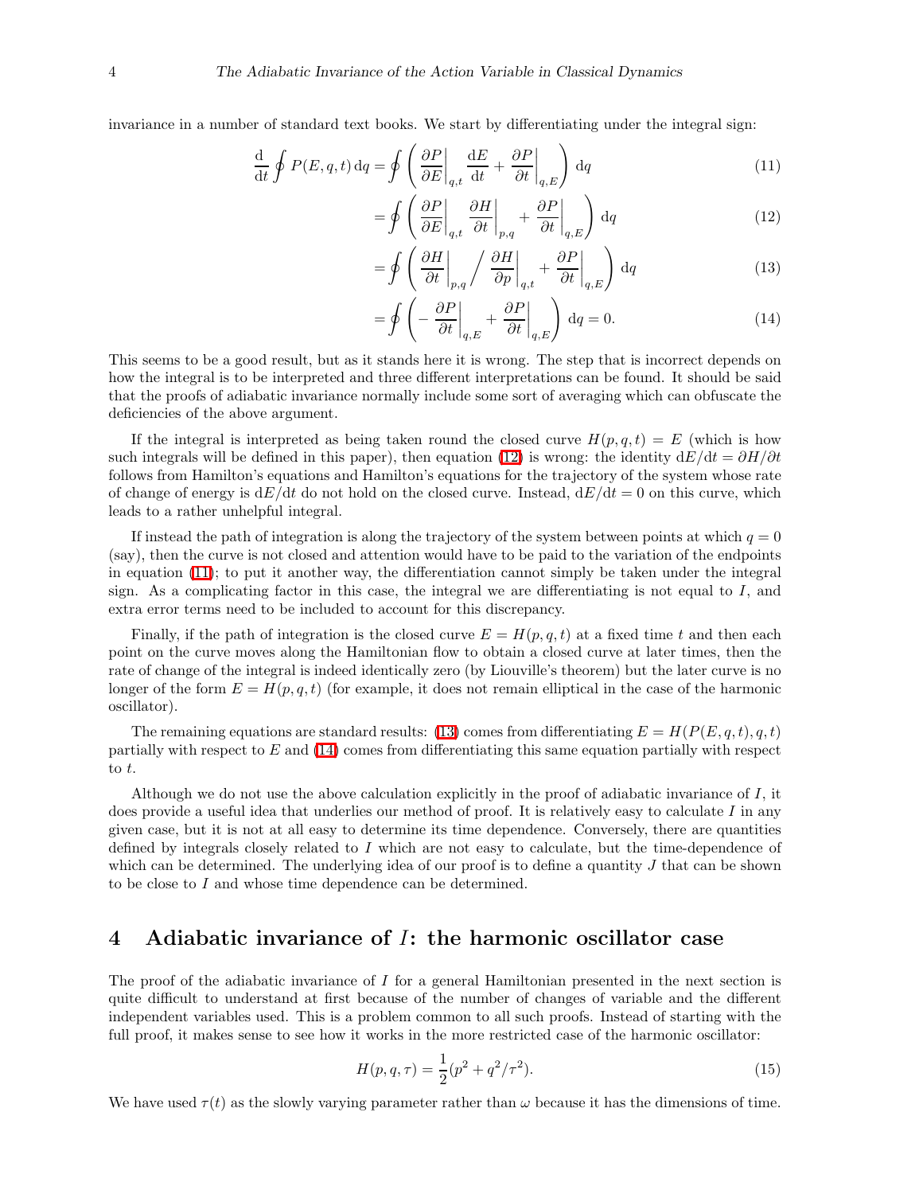invariance in a number of standard text books. We start by differentiating under the integral sign:

$$\frac{\mathrm{d}}{\mathrm{d}t}\oint P(E,q,t)\,\mathrm{d}q = \oint\left(\left.\frac{\partial P}{\partial E}\right|_{q,t}\frac{\mathrm{d}E}{\mathrm{d}t} + \left.\frac{\partial P}{\partial t}\right|_{q,E}\right)\mathrm{d}q \tag{11}$$

$$= \oint\left(\left.\frac{\partial P}{\partial E}\right|_{q,t}\left.\frac{\partial H}{\partial t}\right|_{p,q} + \left.\frac{\partial P}{\partial t}\right|_{q,E}\right)\mathrm{d}q \tag{12}$$

$$= \oint\left(\left.\frac{\partial H}{\partial t}\right|_{p,q}\Big/\left.\frac{\partial H}{\partial p}\right|_{q,t} + \left.\frac{\partial P}{\partial t}\right|_{q,E}\right)\mathrm{d}q \tag{13}$$

$$= \oint\left(-\left.\frac{\partial P}{\partial t}\right|_{q,E} + \left.\frac{\partial P}{\partial t}\right|_{q,E}\right)\mathrm{d}q = 0. \tag{14}$$

This seems to be a good result, but as it stands here it is wrong. The step that is incorrect depends on how the integral is to be interpreted and three different interpretations can be found. It should be said that the proofs of adiabatic invariance normally include some sort of averaging which can obfuscate the deficiencies of the above argument.

If the integral is interpreted as being taken round the closed curve $H(p,q,t) = E$ (which is how such integrals will be defined in this paper), then equation (12) is wrong: the identity $\mathrm{d}E/\mathrm{d}t = \partial H/\partial t$ follows from Hamilton's equations and Hamilton's equations for the trajectory of the system whose rate of change of energy is $\mathrm{d}E/\mathrm{d}t$ do not hold on the closed curve. Instead, $\mathrm{d}E/\mathrm{d}t = 0$ on this curve, which leads to a rather unhelpful integral.

If instead the path of integration is along the trajectory of the system between points at which $q = 0$ (say), then the curve is not closed and attention would have to be paid to the variation of the endpoints in equation (11); to put it another way, the differentiation cannot simply be taken under the integral sign. As a complicating factor in this case, the integral we are differentiating is not equal to $I$, and extra error terms need to be included to account for this discrepancy.

Finally, if the path of integration is the closed curve $E = H(p,q,t)$ at a fixed time $t$ and then each point on the curve moves along the Hamiltonian flow to obtain a closed curve at later times, then the rate of change of the integral is indeed identically zero (by Liouville's theorem) but the later curve is no longer of the form $E = H(p,q,t)$ (for example, it does not remain elliptical in the case of the harmonic oscillator).

The remaining equations are standard results: (13) comes from differentiating $E = H(P(E,q,t),q,t)$ partially with respect to $E$ and (14) comes from differentiating this same equation partially with respect to $t$.

Although we do not use the above calculation explicitly in the proof of adiabatic invariance of $I$, it does provide a useful idea that underlies our method of proof. It is relatively easy to calculate $I$ in any given case, but it is not at all easy to determine its time dependence. Conversely, there are quantities defined by integrals closely related to $I$ which are not easy to calculate, but the time-dependence of which can be determined. The underlying idea of our proof is to define a quantity $J$ that can be shown to be close to $I$ and whose time dependence can be determined.

## 4 Adiabatic invariance of $I$: the harmonic oscillator case

The proof of the adiabatic invariance of $I$ for a general Hamiltonian presented in the next section is quite difficult to understand at first because of the number of changes of variable and the different independent variables used. This is a problem common to all such proofs. Instead of starting with the full proof, it makes sense to see how it works in the more restricted case of the harmonic oscillator:

$$H(p,q,\tau) = \frac{1}{2}(p^2 + q^2/\tau^2). \tag{15}$$

We have used $\tau(t)$ as the slowly varying parameter rather than $\omega$ because it has the dimensions of time.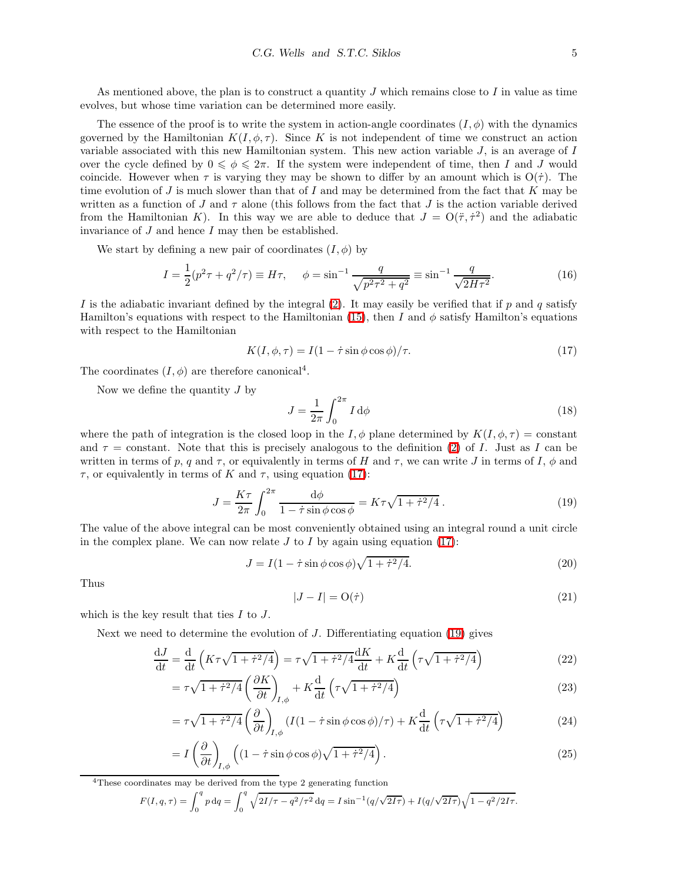As mentioned above, the plan is to construct a quantity $J$ which remains close to $I$ in value as time evolves, but whose time variation can be determined more easily.

The essence of the proof is to write the system in action-angle coordinates $(I, \phi)$ with the dynamics governed by the Hamiltonian $K(I, \phi, \tau)$. Since $K$ is not independent of time we construct an action variable associated with this new Hamiltonian system. This new action variable $J$, is an average of $I$ over the cycle defined by $0 \leqslant \phi \leqslant 2\pi$. If the system were independent of time, then $I$ and $J$ would coincide. However when $\tau$ is varying they may be shown to differ by an amount which is $\mathrm{O}(\dot{\tau})$. The time evolution of $J$ is much slower than that of $I$ and may be determined from the fact that $K$ may be written as a function of $J$ and $\tau$ alone (this follows from the fact that $J$ is the action variable derived from the Hamiltonian $K$). In this way we are able to deduce that $J = \mathrm{O}(\ddot{\tau}, \dot{\tau}^2)$ and the adiabatic invariance of $J$ and hence $I$ may then be established.

We start by defining a new pair of coordinates $(I, \phi)$ by

$$I = \frac{1}{2}(p^2\tau + q^2/\tau) \equiv H\tau, \qquad \phi = \sin^{-1}\frac{q}{\sqrt{p^2\tau^2 + q^2}} \equiv \sin^{-1}\frac{q}{\sqrt{2H\tau^2}}. \tag{16}$$

$I$ is the adiabatic invariant defined by the integral (2). It may easily be verified that if $p$ and $q$ satisfy Hamilton's equations with respect to the Hamiltonian (15), then $I$ and $\phi$ satisfy Hamilton's equations with respect to the Hamiltonian

$$K(I, \phi, \tau) = I(1 - \dot{\tau}\sin\phi\cos\phi)/\tau. \tag{17}$$

The coordinates $(I, \phi)$ are therefore canonical[4].

Now we define the quantity $J$ by

$$J = \frac{1}{2\pi}\int_0^{2\pi} I \,\mathrm{d}\phi \tag{18}$$

where the path of integration is the closed loop in the $I, \phi$ plane determined by $K(I, \phi, \tau) = $ constant and $\tau = $ constant. Note that this is precisely analogous to the definition (2) of $I$. Just as $I$ can be written in terms of $p$, $q$ and $\tau$, or equivalently in terms of $H$ and $\tau$, we can write $J$ in terms of $I$, $\phi$ and $\tau$, or equivalently in terms of $K$ and $\tau$, using equation (17):

$$J = \frac{K\tau}{2\pi}\int_0^{2\pi}\frac{\mathrm{d}\phi}{1 - \dot{\tau}\sin\phi\cos\phi} = K\tau\sqrt{1 + \dot{\tau}^2/4}\,. \tag{19}$$

The value of the above integral can be most conveniently obtained using an integral round a unit circle in the complex plane. We can now relate $J$ to $I$ by again using equation (17):

$$J = I(1 - \dot{\tau}\sin\phi\cos\phi)\sqrt{1 + \dot{\tau}^2/4}. \tag{20}$$

Thus

$$|J - I| = \mathrm{O}(\dot{\tau}) \tag{21}$$

which is the key result that ties $I$ to $J$.

Next we need to determine the evolution of $J$. Differentiating equation (19) gives

$$\frac{\mathrm{d}J}{\mathrm{d}t} = \frac{\mathrm{d}}{\mathrm{d}t}\left(K\tau\sqrt{1 + \dot{\tau}^2/4}\right) = \tau\sqrt{1 + \dot{\tau}^2/4}\frac{\mathrm{d}K}{\mathrm{d}t} + K\frac{\mathrm{d}}{\mathrm{d}t}\left(\tau\sqrt{1 + \dot{\tau}^2/4}\right) \tag{22}$$

$$= \tau\sqrt{1 + \dot{\tau}^2/4}\left(\frac{\partial K}{\partial t}\right)_{I,\phi} + K\frac{\mathrm{d}}{\mathrm{d}t}\left(\tau\sqrt{1 + \dot{\tau}^2/4}\right) \tag{23}$$

$$= \tau\sqrt{1 + \dot{\tau}^2/4}\left(\frac{\partial}{\partial t}\right)_{I,\phi}(I(1 - \dot{\tau}\sin\phi\cos\phi)/\tau) + K\frac{\mathrm{d}}{\mathrm{d}t}\left(\tau\sqrt{1 + \dot{\tau}^2/4}\right) \tag{24}$$

$$= I\left(\frac{\partial}{\partial t}\right)_{I,\phi}\left((1 - \dot{\tau}\sin\phi\cos\phi)\sqrt{1 + \dot{\tau}^2/4}\right). \tag{25}$$

[4] These coordinates may be derived from the type 2 generating function

$$F(I, q, \tau) = \int_0^q p\,\mathrm{d}q = \int_0^q \sqrt{2I/\tau - q^2/\tau^2}\,\mathrm{d}q = I\sin^{-1}(q/\sqrt{2I\tau}) + I(q/\sqrt{2I\tau})\sqrt{1 - q^2/2I\tau}.$$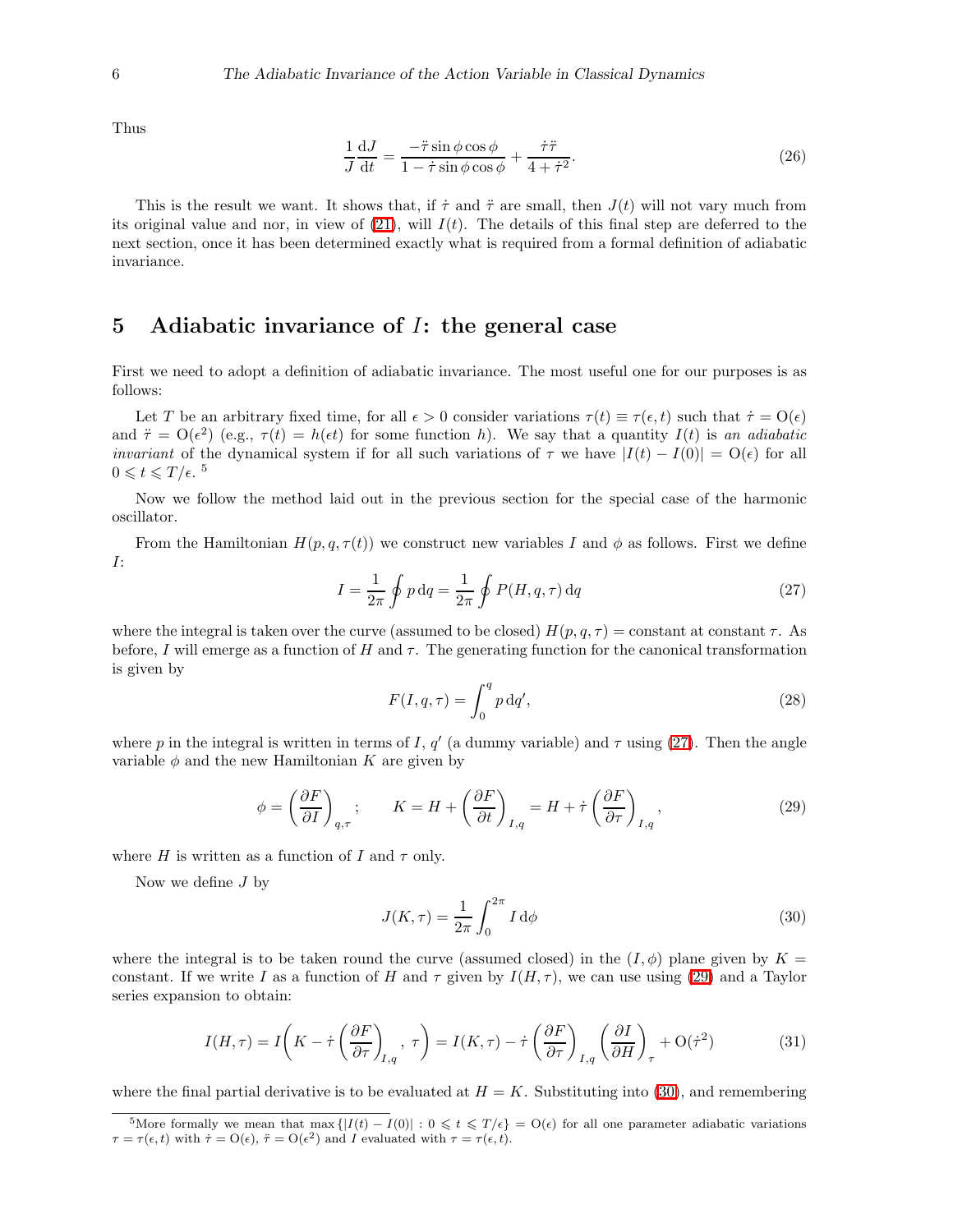Thus

$$\frac{1}{J}\frac{\mathrm{d}J}{\mathrm{d}t} = \frac{-\ddot{\tau}\sin\phi\cos\phi}{1-\dot{\tau}\sin\phi\cos\phi} + \frac{\dot{\tau}\ddot{\tau}}{4+\dot{\tau}^2}. \tag{26}$$

This is the result we want. It shows that, if $\dot{\tau}$ and $\ddot{\tau}$ are small, then $J(t)$ will not vary much from its original value and nor, in view of (21), will $I(t)$. The details of this final step are deferred to the next section, once it has been determined exactly what is required from a formal definition of adiabatic invariance.

## 5 Adiabatic invariance of $I$: the general case

First we need to adopt a definition of adiabatic invariance. The most useful one for our purposes is as follows:

Let $T$ be an arbitrary fixed time, for all $\epsilon > 0$ consider variations $\tau(t) \equiv \tau(\epsilon, t)$ such that $\dot{\tau} = \mathrm{O}(\epsilon)$ and $\ddot{\tau} = \mathrm{O}(\epsilon^2)$ (e.g., $\tau(t) = h(\epsilon t)$ for some function $h$). We say that a quantity $I(t)$ is *an adiabatic invariant* of the dynamical system if for all such variations of $\tau$ we have $|I(t) - I(0)| = \mathrm{O}(\epsilon)$ for all $0 \leqslant t \leqslant T/\epsilon$. [5]

Now we follow the method laid out in the previous section for the special case of the harmonic oscillator.

From the Hamiltonian $H(p, q, \tau(t))$ we construct new variables $I$ and $\phi$ as follows. First we define $I$:

$$I = \frac{1}{2\pi}\oint p\,\mathrm{d}q = \frac{1}{2\pi}\oint P(H, q, \tau)\,\mathrm{d}q \tag{27}$$

where the integral is taken over the curve (assumed to be closed) $H(p, q, \tau) =$ constant at constant $\tau$. As before, $I$ will emerge as a function of $H$ and $\tau$. The generating function for the canonical transformation is given by

$$F(I, q, \tau) = \int_0^q p\,\mathrm{d}q', \tag{28}$$

where $p$ in the integral is written in terms of $I$, $q'$ (a dummy variable) and $\tau$ using (27). Then the angle variable $\phi$ and the new Hamiltonian $K$ are given by

$$\phi = \left(\frac{\partial F}{\partial I}\right)_{q,\tau}; \qquad K = H + \left(\frac{\partial F}{\partial t}\right)_{I,q} = H + \dot{\tau}\left(\frac{\partial F}{\partial \tau}\right)_{I,q}, \tag{29}$$

where $H$ is written as a function of $I$ and $\tau$ only.

Now we define $J$ by

$$J(K, \tau) = \frac{1}{2\pi}\int_0^{2\pi} I\,\mathrm{d}\phi \tag{30}$$

where the integral is to be taken round the curve (assumed closed) in the $(I, \phi)$ plane given by $K =$ constant. If we write $I$ as a function of $H$ and $\tau$ given by $I(H, \tau)$, we can use using (29) and a Taylor series expansion to obtain:

$$I(H, \tau) = I\left(K - \dot{\tau}\left(\frac{\partial F}{\partial \tau}\right)_{I,q},\, \tau\right) = I(K, \tau) - \dot{\tau}\left(\frac{\partial F}{\partial \tau}\right)_{I,q}\left(\frac{\partial I}{\partial H}\right)_{\tau} + \mathrm{O}(\dot{\tau}^2) \tag{31}$$

where the final partial derivative is to be evaluated at $H = K$. Substituting into (30), and remembering

[5] More formally we mean that $\max\{|I(t) - I(0)| : 0 \leqslant t \leqslant T/\epsilon\} = \mathrm{O}(\epsilon)$ for all one parameter adiabatic variations $\tau = \tau(\epsilon, t)$ with $\dot{\tau} = \mathrm{O}(\epsilon)$, $\ddot{\tau} = \mathrm{O}(\epsilon^2)$ and $I$ evaluated with $\tau = \tau(\epsilon, t)$.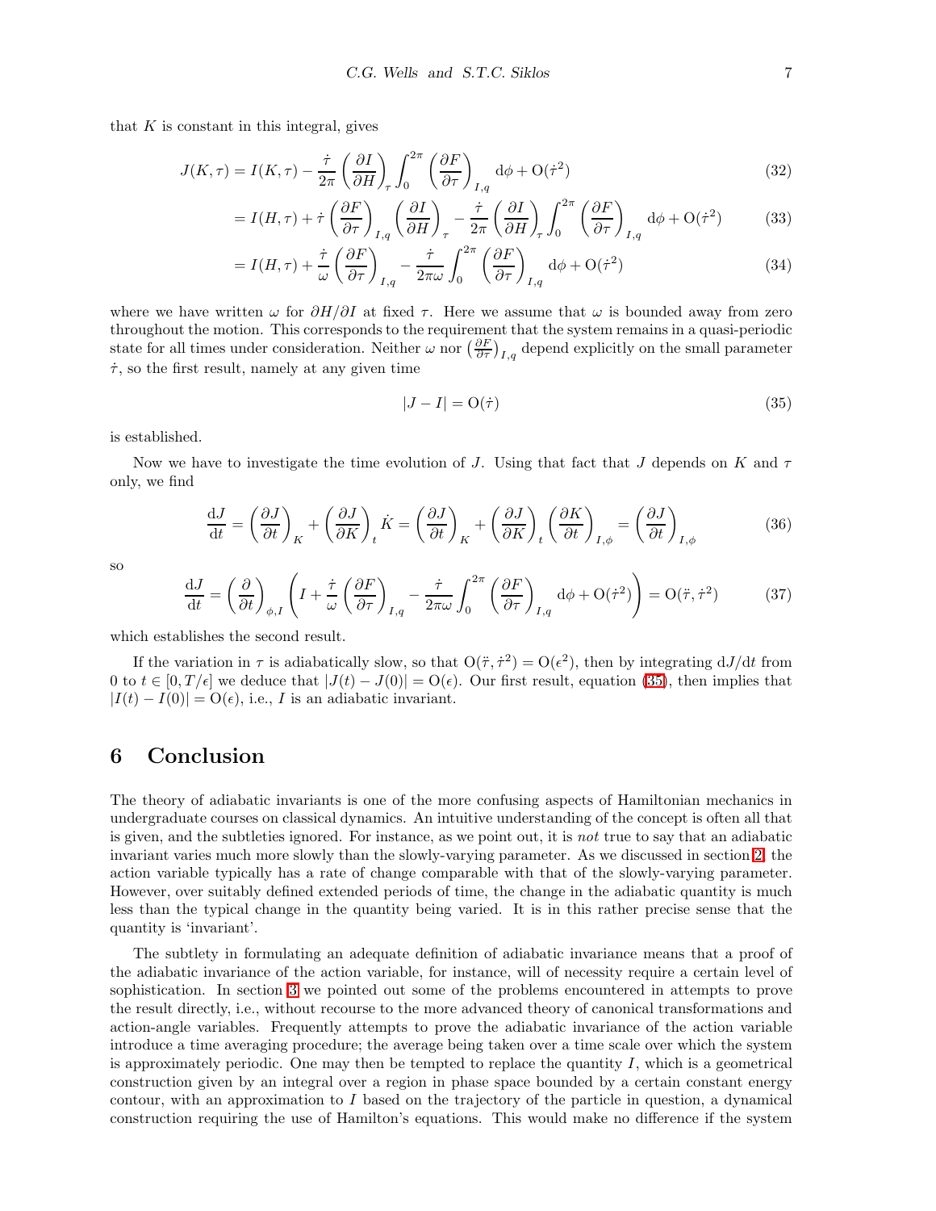that $K$ is constant in this integral, gives

$$J(K,\tau) = I(K,\tau) - \frac{\dot\tau}{2\pi}\left(\frac{\partial I}{\partial H}\right)_\tau \int_0^{2\pi}\left(\frac{\partial F}{\partial \tau}\right)_{I,q} \mathrm{d}\phi + \mathrm{O}(\dot\tau^2) \tag{32}$$

$$= I(H,\tau) + \dot\tau\left(\frac{\partial F}{\partial \tau}\right)_{I,q}\left(\frac{\partial I}{\partial H}\right)_\tau - \frac{\dot\tau}{2\pi}\left(\frac{\partial I}{\partial H}\right)_\tau \int_0^{2\pi}\left(\frac{\partial F}{\partial \tau}\right)_{I,q} \mathrm{d}\phi + \mathrm{O}(\dot\tau^2) \tag{33}$$

$$= I(H,\tau) + \frac{\dot\tau}{\omega}\left(\frac{\partial F}{\partial \tau}\right)_{I,q} - \frac{\dot\tau}{2\pi\omega}\int_0^{2\pi}\left(\frac{\partial F}{\partial \tau}\right)_{I,q} \mathrm{d}\phi + \mathrm{O}(\dot\tau^2) \tag{34}$$

where we have written $\omega$ for $\partial H/\partial I$ at fixed $\tau$. Here we assume that $\omega$ is bounded away from zero throughout the motion. This corresponds to the requirement that the system remains in a quasi-periodic state for all times under consideration. Neither $\omega$ nor $\left(\frac{\partial F}{\partial \tau}\right)_{I,q}$ depend explicitly on the small parameter $\dot\tau$, so the first result, namely at any given time

$$|J - I| = \mathrm{O}(\dot\tau) \tag{35}$$

is established.

Now we have to investigate the time evolution of $J$. Using that fact that $J$ depends on $K$ and $\tau$ only, we find

$$\frac{\mathrm{d}J}{\mathrm{d}t} = \left(\frac{\partial J}{\partial t}\right)_K + \left(\frac{\partial J}{\partial K}\right)_t \dot K = \left(\frac{\partial J}{\partial t}\right)_K + \left(\frac{\partial J}{\partial K}\right)_t \left(\frac{\partial K}{\partial t}\right)_{I,\phi} = \left(\frac{\partial J}{\partial t}\right)_{I,\phi} \tag{36}$$

so

$$\frac{\mathrm{d}J}{\mathrm{d}t} = \left(\frac{\partial}{\partial t}\right)_{\phi,I}\left(I + \frac{\dot\tau}{\omega}\left(\frac{\partial F}{\partial \tau}\right)_{I,q} - \frac{\dot\tau}{2\pi\omega}\int_0^{2\pi}\left(\frac{\partial F}{\partial \tau}\right)_{I,q}\mathrm{d}\phi + \mathrm{O}(\dot\tau^2)\right) = \mathrm{O}(\ddot\tau, \dot\tau^2) \tag{37}$$

which establishes the second result.

If the variation in $\tau$ is adiabatically slow, so that $\mathrm{O}(\ddot\tau, \dot\tau^2) = \mathrm{O}(\epsilon^2)$, then by integrating $\mathrm{d}J/\mathrm{d}t$ from 0 to $t \in [0, T/\epsilon]$ we deduce that $|J(t) - J(0)| = \mathrm{O}(\epsilon)$. Our first result, equation (35), then implies that $|I(t) - I(0)| = \mathrm{O}(\epsilon)$, i.e., $I$ is an adiabatic invariant.

# 6 Conclusion

The theory of adiabatic invariants is one of the more confusing aspects of Hamiltonian mechanics in undergraduate courses on classical dynamics. An intuitive understanding of the concept is often all that is given, and the subtleties ignored. For instance, as we point out, it is *not* true to say that an adiabatic invariant varies much more slowly than the slowly-varying parameter. As we discussed in section 2, the action variable typically has a rate of change comparable with that of the slowly-varying parameter. However, over suitably defined extended periods of time, the change in the adiabatic quantity is much less than the typical change in the quantity being varied. It is in this rather precise sense that the quantity is 'invariant'.

The subtlety in formulating an adequate definition of adiabatic invariance means that a proof of the adiabatic invariance of the action variable, for instance, will of necessity require a certain level of sophistication. In section 3 we pointed out some of the problems encountered in attempts to prove the result directly, i.e., without recourse to the more advanced theory of canonical transformations and action-angle variables. Frequently attempts to prove the adiabatic invariance of the action variable introduce a time averaging procedure; the average being taken over a time scale over which the system is approximately periodic. One may then be tempted to replace the quantity $I$, which is a geometrical construction given by an integral over a region in phase space bounded by a certain constant energy contour, with an approximation to $I$ based on the trajectory of the particle in question, a dynamical construction requiring the use of Hamilton's equations. This would make no difference if the system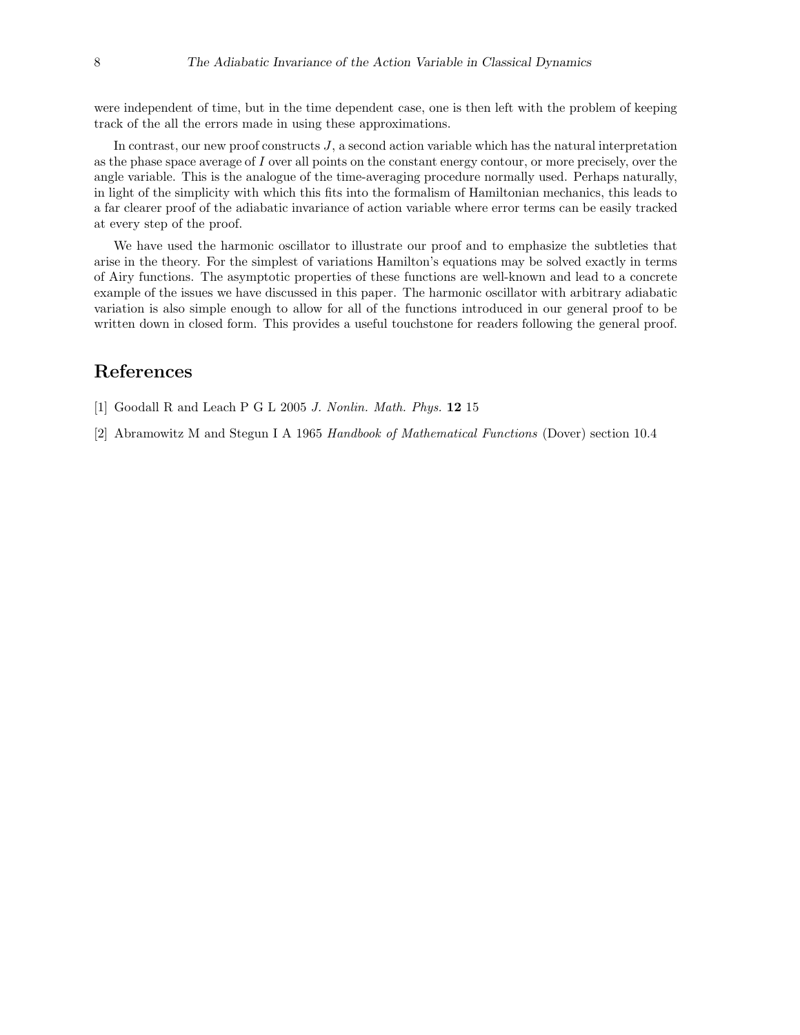were independent of time, but in the time dependent case, one is then left with the problem of keeping track of the all the errors made in using these approximations.

In contrast, our new proof constructs $J$, a second action variable which has the natural interpretation as the phase space average of $I$ over all points on the constant energy contour, or more precisely, over the angle variable. This is the analogue of the time-averaging procedure normally used. Perhaps naturally, in light of the simplicity with which this fits into the formalism of Hamiltonian mechanics, this leads to a far clearer proof of the adiabatic invariance of action variable where error terms can be easily tracked at every step of the proof.

We have used the harmonic oscillator to illustrate our proof and to emphasize the subtleties that arise in the theory. For the simplest of variations Hamilton's equations may be solved exactly in terms of Airy functions. The asymptotic properties of these functions are well-known and lead to a concrete example of the issues we have discussed in this paper. The harmonic oscillator with arbitrary adiabatic variation is also simple enough to allow for all of the functions introduced in our general proof to be written down in closed form. This provides a useful touchstone for readers following the general proof.

## References

[1] Goodall R and Leach P G L 2005 *J. Nonlin. Math. Phys.* **12** 15

[2] Abramowitz M and Stegun I A 1965 *Handbook of Mathematical Functions* (Dover) section 10.4